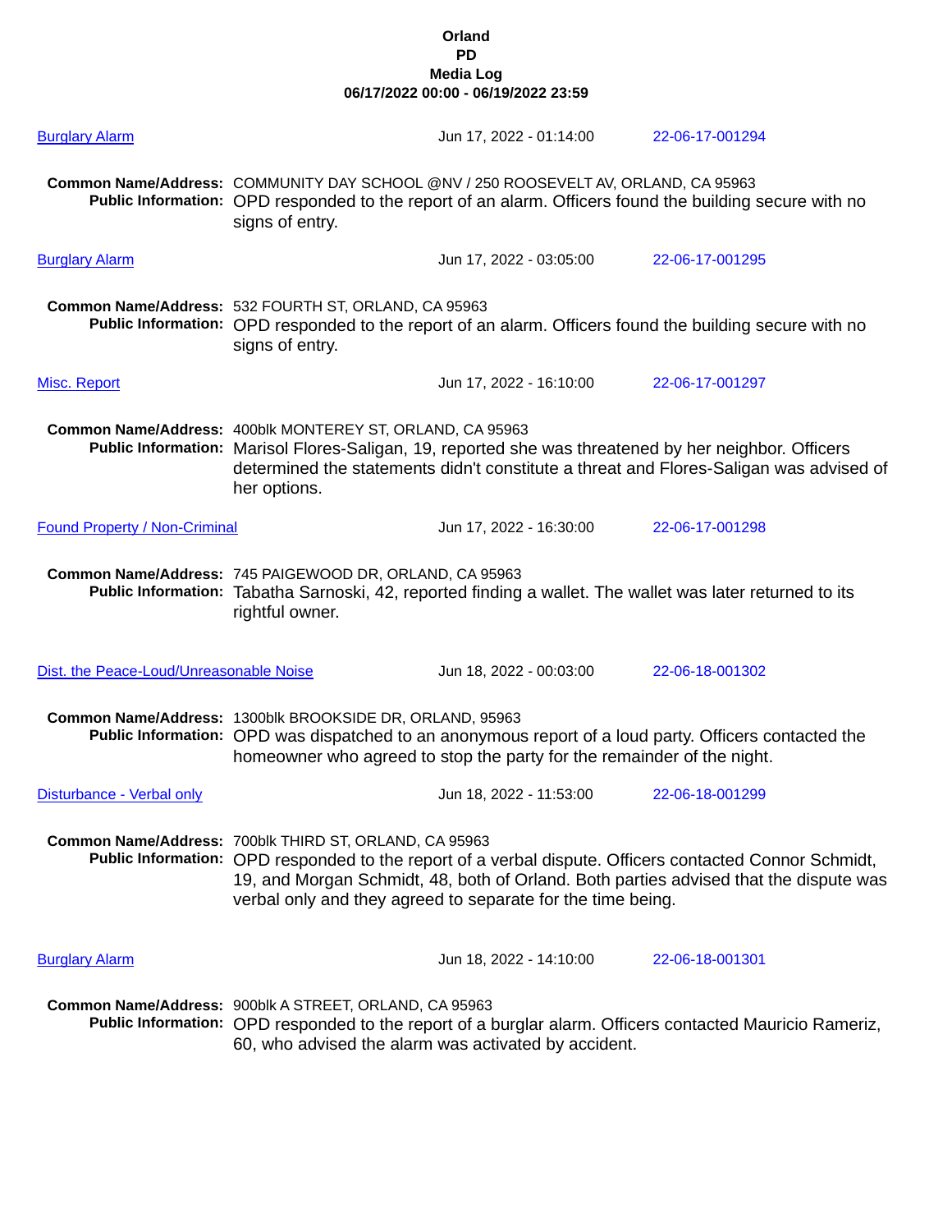**Orland**
**PD**
**Media Log**
**06/17/2022 00:00 - 06/19/2022 23:59**

Burglary Alarm — Jun 17, 2022 - 01:14:00 — 22-06-17-001294

**Common Name/Address:** COMMUNITY DAY SCHOOL @NV / 250 ROOSEVELT AV, ORLAND, CA 95963
**Public Information:** OPD responded to the report of an alarm. Officers found the building secure with no signs of entry.

Burglary Alarm — Jun 17, 2022 - 03:05:00 — 22-06-17-001295

**Common Name/Address:** 532 FOURTH ST, ORLAND, CA 95963
**Public Information:** OPD responded to the report of an alarm. Officers found the building secure with no signs of entry.

Misc. Report — Jun 17, 2022 - 16:10:00 — 22-06-17-001297

**Common Name/Address:** 400blk MONTEREY ST, ORLAND, CA 95963
**Public Information:** Marisol Flores-Saligan, 19, reported she was threatened by her neighbor. Officers determined the statements didn't constitute a threat and Flores-Saligan was advised of her options.

Found Property / Non-Criminal — Jun 17, 2022 - 16:30:00 — 22-06-17-001298

**Common Name/Address:** 745 PAIGEWOOD DR, ORLAND, CA 95963
**Public Information:** Tabatha Sarnoski, 42, reported finding a wallet. The wallet was later returned to its rightful owner.

Dist. the Peace-Loud/Unreasonable Noise — Jun 18, 2022 - 00:03:00 — 22-06-18-001302

**Common Name/Address:** 1300blk BROOKSIDE DR, ORLAND, 95963
**Public Information:** OPD was dispatched to an anonymous report of a loud party. Officers contacted the homeowner who agreed to stop the party for the remainder of the night.

Disturbance - Verbal only — Jun 18, 2022 - 11:53:00 — 22-06-18-001299

**Common Name/Address:** 700blk THIRD ST, ORLAND, CA 95963
**Public Information:** OPD responded to the report of a verbal dispute. Officers contacted Connor Schmidt, 19, and Morgan Schmidt, 48, both of Orland. Both parties advised that the dispute was verbal only and they agreed to separate for the time being.

Burglary Alarm — Jun 18, 2022 - 14:10:00 — 22-06-18-001301

**Common Name/Address:** 900blk A STREET, ORLAND, CA 95963
**Public Information:** OPD responded to the report of a burglar alarm. Officers contacted Mauricio Rameriz, 60, who advised the alarm was activated by accident.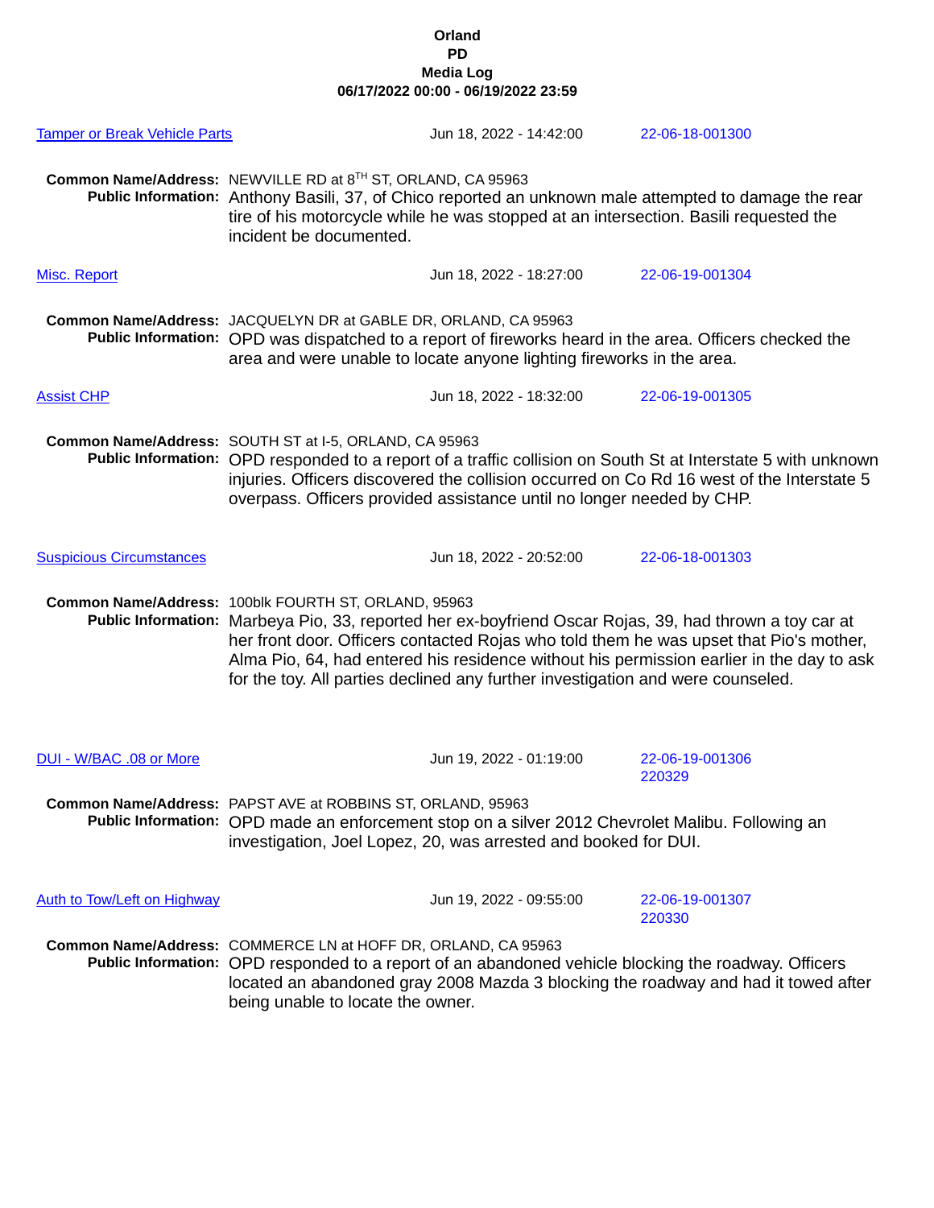**Orland**
**PD**
**Media Log**
**06/17/2022 00:00 - 06/19/2022 23:59**

[Tamper or Break Vehicle Parts] Jun 18, 2022 - 14:42:00 22-06-18-001300

**Common Name/Address:** NEWVILLE RD at 8TH ST, ORLAND, CA 95963
**Public Information:** Anthony Basili, 37, of Chico reported an unknown male attempted to damage the rear tire of his motorcycle while he was stopped at an intersection. Basili requested the incident be documented.

[Misc. Report] Jun 18, 2022 - 18:27:00 22-06-19-001304

**Common Name/Address:** JACQUELYN DR at GABLE DR, ORLAND, CA 95963
**Public Information:** OPD was dispatched to a report of fireworks heard in the area. Officers checked the area and were unable to locate anyone lighting fireworks in the area.

[Assist CHP] Jun 18, 2022 - 18:32:00 22-06-19-001305

**Common Name/Address:** SOUTH ST at I-5, ORLAND, CA 95963
**Public Information:** OPD responded to a report of a traffic collision on South St at Interstate 5 with unknown injuries. Officers discovered the collision occurred on Co Rd 16 west of the Interstate 5 overpass. Officers provided assistance until no longer needed by CHP.

[Suspicious Circumstances] Jun 18, 2022 - 20:52:00 22-06-18-001303

**Common Name/Address:** 100blk FOURTH ST, ORLAND, 95963
**Public Information:** Marbeya Pio, 33, reported her ex-boyfriend Oscar Rojas, 39, had thrown a toy car at her front door. Officers contacted Rojas who told them he was upset that Pio's mother, Alma Pio, 64, had entered his residence without his permission earlier in the day to ask for the toy. All parties declined any further investigation and were counseled.

[DUI - W/BAC .08 or More] Jun 19, 2022 - 01:19:00 22-06-19-001306 220329

**Common Name/Address:** PAPST AVE at ROBBINS ST, ORLAND, 95963
**Public Information:** OPD made an enforcement stop on a silver 2012 Chevrolet Malibu. Following an investigation, Joel Lopez, 20, was arrested and booked for DUI.

[Auth to Tow/Left on Highway] Jun 19, 2022 - 09:55:00 22-06-19-001307 220330

**Common Name/Address:** COMMERCE LN at HOFF DR, ORLAND, CA 95963
**Public Information:** OPD responded to a report of an abandoned vehicle blocking the roadway. Officers located an abandoned gray 2008 Mazda 3 blocking the roadway and had it towed after being unable to locate the owner.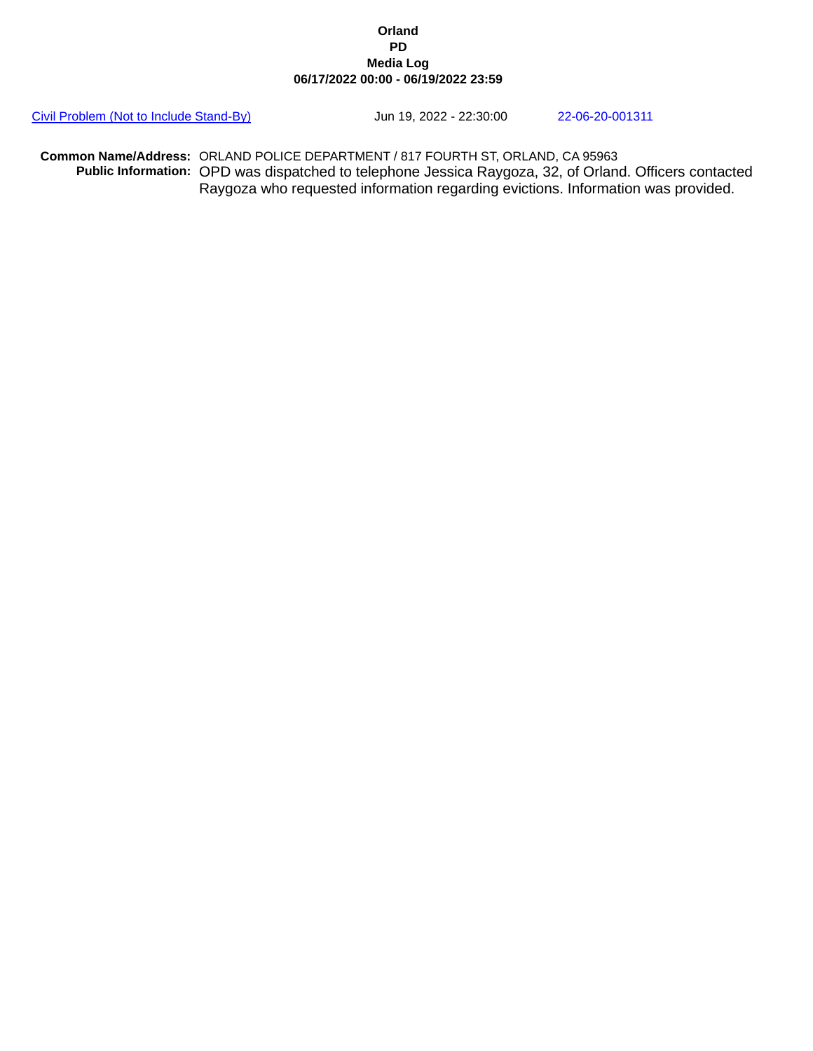**Orland**
**PD**
**Media Log**
**06/17/2022 00:00 - 06/19/2022 23:59**

Civil Problem (Not to Include Stand-By) Jun 19, 2022 - 22:30:00 22-06-20-001311

**Common Name/Address:** ORLAND POLICE DEPARTMENT / 817 FOURTH ST, ORLAND, CA 95963
**Public Information:** OPD was dispatched to telephone Jessica Raygoza, 32, of Orland. Officers contacted Raygoza who requested information regarding evictions. Information was provided.